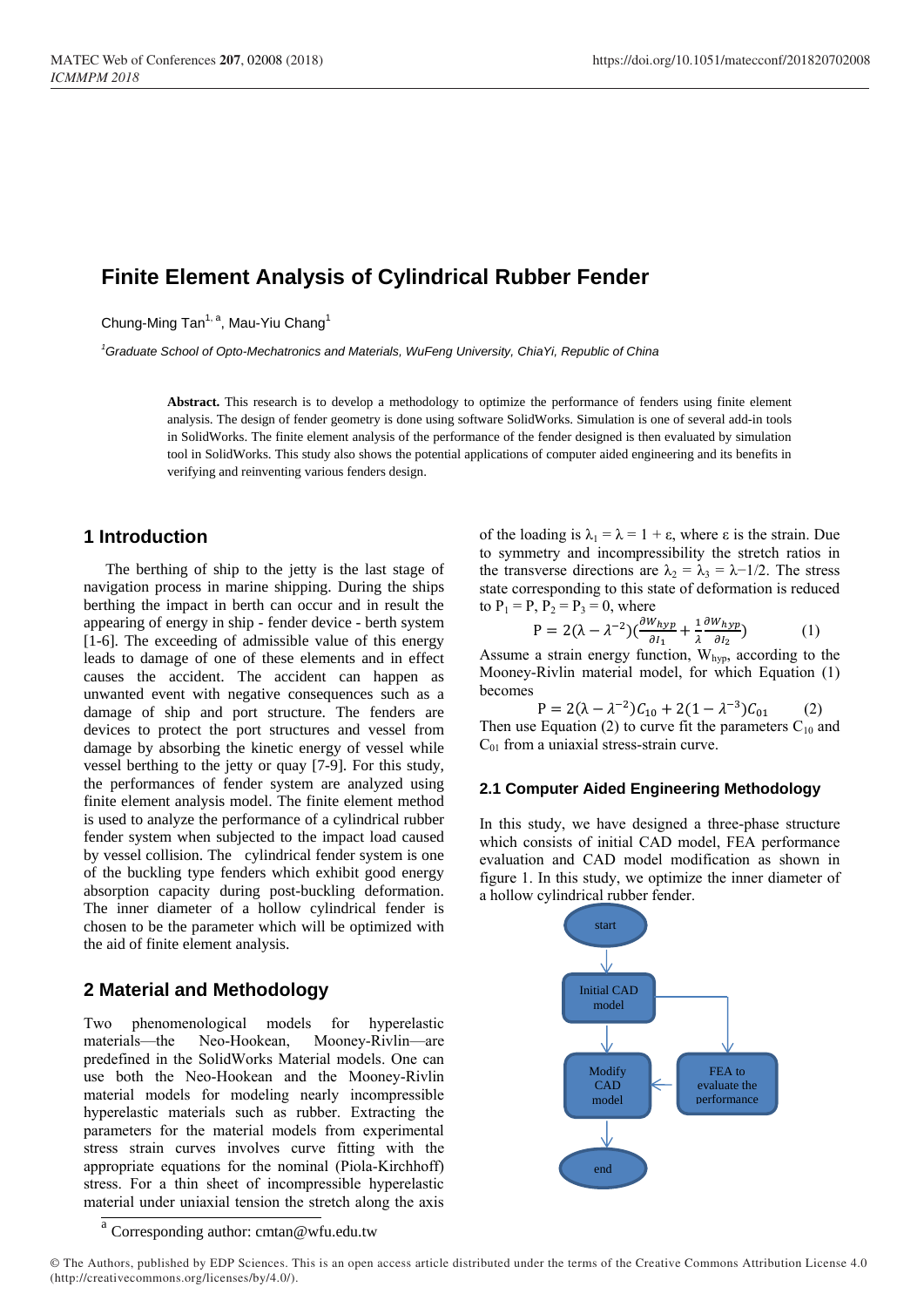# Finite Element Analysis of Cylindrical Rubber Fender

Chung-Ming Tan[1, a], Mau-Yiu Chang[1]

[1]*Graduate School of Opto-Mechatronics and Materials, WuFeng University, ChiaYi, Republic of China*

**Abstract.** This research is to develop a methodology to optimize the performance of fenders using finite element analysis. The design of fender geometry is done using software SolidWorks. Simulation is one of several add-in tools in SolidWorks. The finite element analysis of the performance of the fender designed is then evaluated by simulation tool in SolidWorks. This study also shows the potential applications of computer aided engineering and its benefits in verifying and reinventing various fenders design.

## 1 Introduction

The berthing of ship to the jetty is the last stage of navigation process in marine shipping. During the ships berthing the impact in berth can occur and in result the appearing of energy in ship - fender device - berth system [1-6]. The exceeding of admissible value of this energy leads to damage of one of these elements and in effect causes the accident. The accident can happen as unwanted event with negative consequences such as a damage of ship and port structure. The fenders are devices to protect the port structures and vessel from damage by absorbing the kinetic energy of vessel while vessel berthing to the jetty or quay [7-9]. For this study, the performances of fender system are analyzed using finite element analysis model. The finite element method is used to analyze the performance of a cylindrical rubber fender system when subjected to the impact load caused by vessel collision. The cylindrical fender system is one of the buckling type fenders which exhibit good energy absorption capacity during post-buckling deformation. The inner diameter of a hollow cylindrical fender is chosen to be the parameter which will be optimized with the aid of finite element analysis.

## 2 Material and Methodology

Two phenomenological models for hyperelastic materials—the Neo-Hookean, Mooney-Rivlin—are predefined in the SolidWorks Material models. One can use both the Neo-Hookean and the Mooney-Rivlin material models for modeling nearly incompressible hyperelastic materials such as rubber. Extracting the parameters for the material models from experimental stress strain curves involves curve fitting with the appropriate equations for the nominal (Piola-Kirchhoff) stress. For a thin sheet of incompressible hyperelastic material under uniaxial tension the stretch along the axis of the loading is $\lambda_1 = \lambda = 1 + \varepsilon$, where $\varepsilon$ is the strain. Due to symmetry and incompressibility the stretch ratios in the transverse directions are $\lambda_2 = \lambda_3 = \lambda^{-1/2}$. The stress state corresponding to this state of deformation is reduced to $P_1 = P$, $P_2 = P_3 = 0$, where

$$P = 2(\lambda - \lambda^{-2})\left(\frac{\partial W_{hyp}}{\partial I_1} + \frac{1}{\lambda}\frac{\partial W_{hyp}}{\partial I_2}\right) \quad (1)$$

Assume a strain energy function, $W_{hyp}$, according to the Mooney-Rivlin material model, for which Equation (1) becomes

$$P = 2(\lambda - \lambda^{-2})C_{10} + 2(1 - \lambda^{-3})C_{01} \quad (2)$$

Then use Equation (2) to curve fit the parameters $C_{10}$ and $C_{01}$ from a uniaxial stress-strain curve.

### 2.1 Computer Aided Engineering Methodology

In this study, we have designed a three-phase structure which consists of initial CAD model, FEA performance evaluation and CAD model modification as shown in figure 1. In this study, we optimize the inner diameter of a hollow cylindrical rubber fender.

start → Initial CAD model → FEA to evaluate the performance → Modify CAD model → end

[a] Corresponding author: cmtan@wfu.edu.tw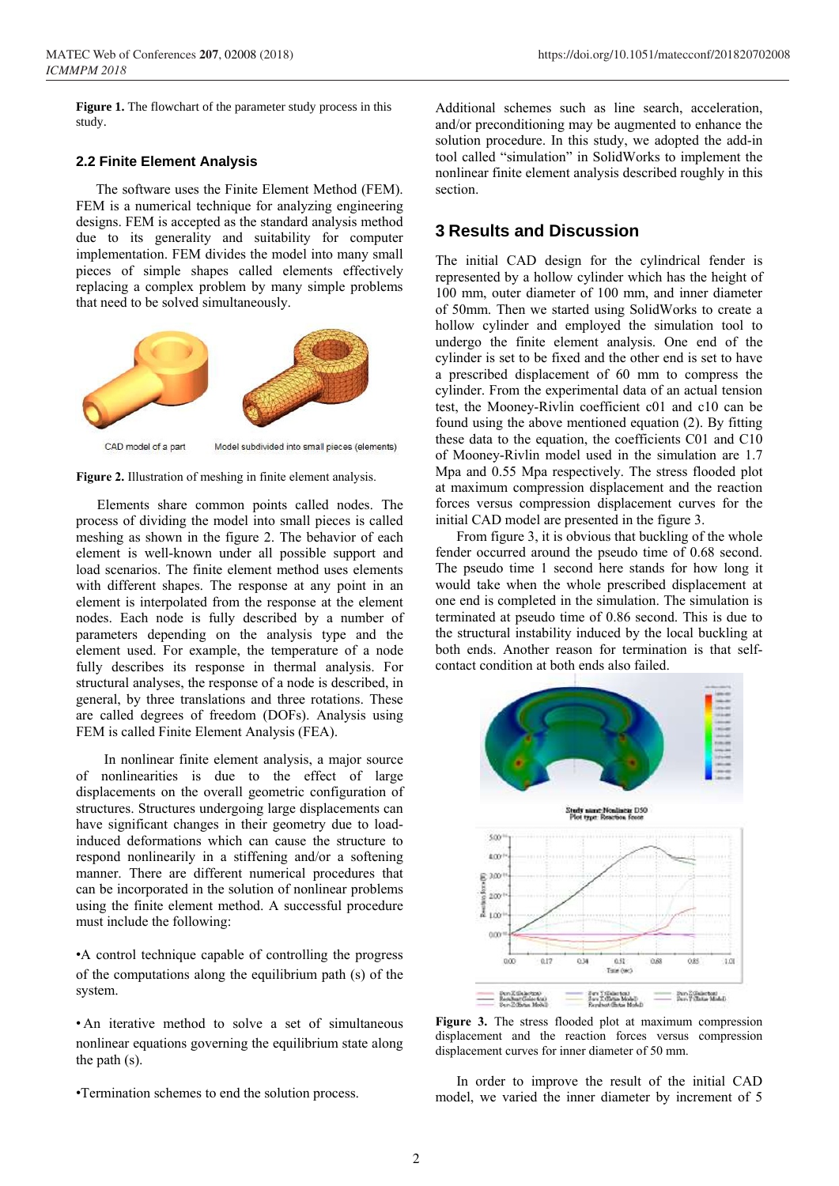**Figure 1.** The flowchart of the parameter study process in this study.

### 2.2 Finite Element Analysis

The software uses the Finite Element Method (FEM). FEM is a numerical technique for analyzing engineering designs. FEM is accepted as the standard analysis method due to its generality and suitability for computer implementation. FEM divides the model into many small pieces of simple shapes called elements effectively replacing a complex problem by many simple problems that need to be solved simultaneously.

**Figure 2.** Illustration of meshing in finite element analysis.

Elements share common points called nodes. The process of dividing the model into small pieces is called meshing as shown in the figure 2. The behavior of each element is well-known under all possible support and load scenarios. The finite element method uses elements with different shapes. The response at any point in an element is interpolated from the response at the element nodes. Each node is fully described by a number of parameters depending on the analysis type and the element used. For example, the temperature of a node fully describes its response in thermal analysis. For structural analyses, the response of a node is described, in general, by three translations and three rotations. These are called degrees of freedom (DOFs). Analysis using FEM is called Finite Element Analysis (FEA).

In nonlinear finite element analysis, a major source of nonlinearities is due to the effect of large displacements on the overall geometric configuration of structures. Structures undergoing large displacements can have significant changes in their geometry due to load-induced deformations which can cause the structure to respond nonlinearly in a stiffening and/or a softening manner. There are different numerical procedures that can be incorporated in the solution of nonlinear problems using the finite element method. A successful procedure must include the following:

- A control technique capable of controlling the progress of the computations along the equilibrium path (s) of the system.
- An iterative method to solve a set of simultaneous nonlinear equations governing the equilibrium state along the path (s).
- Termination schemes to end the solution process.

Additional schemes such as line search, acceleration, and/or preconditioning may be augmented to enhance the solution procedure. In this study, we adopted the add-in tool called "simulation" in SolidWorks to implement the nonlinear finite element analysis described roughly in this section.

## 3 Results and Discussion

The initial CAD design for the cylindrical fender is represented by a hollow cylinder which has the height of 100 mm, outer diameter of 100 mm, and inner diameter of 50mm. Then we started using SolidWorks to create a hollow cylinder and employed the simulation tool to undergo the finite element analysis. One end of the cylinder is set to be fixed and the other end is set to have a prescribed displacement of 60 mm to compress the cylinder. From the experimental data of an actual tension test, the Mooney-Rivlin coefficient c01 and c10 can be found using the above mentioned equation (2). By fitting these data to the equation, the coefficients C01 and C10 of Mooney-Rivlin model used in the simulation are 1.7 Mpa and 0.55 Mpa respectively. The stress flooded plot at maximum compression displacement and the reaction forces versus compression displacement curves for the initial CAD model are presented in the figure 3.

From figure 3, it is obvious that buckling of the whole fender occurred around the pseudo time of 0.68 second. The pseudo time 1 second here stands for how long it would take when the whole prescribed displacement at one end is completed in the simulation. The simulation is terminated at pseudo time of 0.86 second. This is due to the structural instability induced by the local buckling at both ends. Another reason for termination is that self-contact condition at both ends also failed.

**Figure 3.** The stress flooded plot at maximum compression displacement and the reaction forces versus compression displacement curves for inner diameter of 50 mm.

In order to improve the result of the initial CAD model, we varied the inner diameter by increment of 5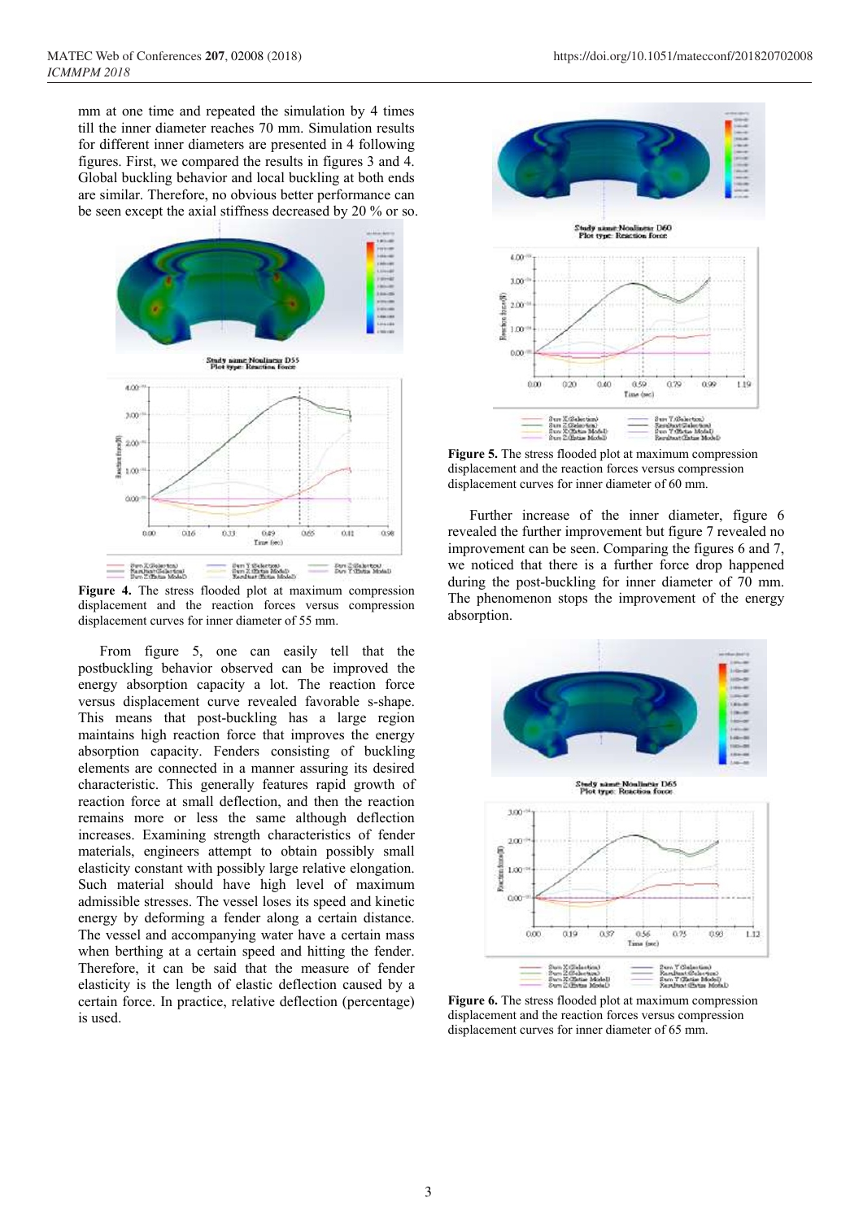mm at one time and repeated the simulation by 4 times till the inner diameter reaches 70 mm. Simulation results for different inner diameters are presented in 4 following figures. First, we compared the results in figures 3 and 4. Global buckling behavior and local buckling at both ends are similar. Therefore, no obvious better performance can be seen except the axial stiffness decreased by 20 % or so.

**Figure 4.** The stress flooded plot at maximum compression displacement and the reaction forces versus compression displacement curves for inner diameter of 55 mm.

From figure 5, one can easily tell that the postbuckling behavior observed can be improved the energy absorption capacity a lot. The reaction force versus displacement curve revealed favorable s-shape. This means that post-buckling has a large region maintains high reaction force that improves the energy absorption capacity. Fenders consisting of buckling elements are connected in a manner assuring its desired characteristic. This generally features rapid growth of reaction force at small deflection, and then the reaction remains more or less the same although deflection increases. Examining strength characteristics of fender materials, engineers attempt to obtain possibly small elasticity constant with possibly large relative elongation. Such material should have high level of maximum admissible stresses. The vessel loses its speed and kinetic energy by deforming a fender along a certain distance. The vessel and accompanying water have a certain mass when berthing at a certain speed and hitting the fender. Therefore, it can be said that the measure of fender elasticity is the length of elastic deflection caused by a certain force. In practice, relative deflection (percentage) is used.

**Figure 5.** The stress flooded plot at maximum compression displacement and the reaction forces versus compression displacement curves for inner diameter of 60 mm.

Further increase of the inner diameter, figure 6 revealed the further improvement but figure 7 revealed no improvement can be seen. Comparing the figures 6 and 7, we noticed that there is a further force drop happened during the post-buckling for inner diameter of 70 mm. The phenomenon stops the improvement of the energy absorption.

**Figure 6.** The stress flooded plot at maximum compression displacement and the reaction forces versus compression displacement curves for inner diameter of 65 mm.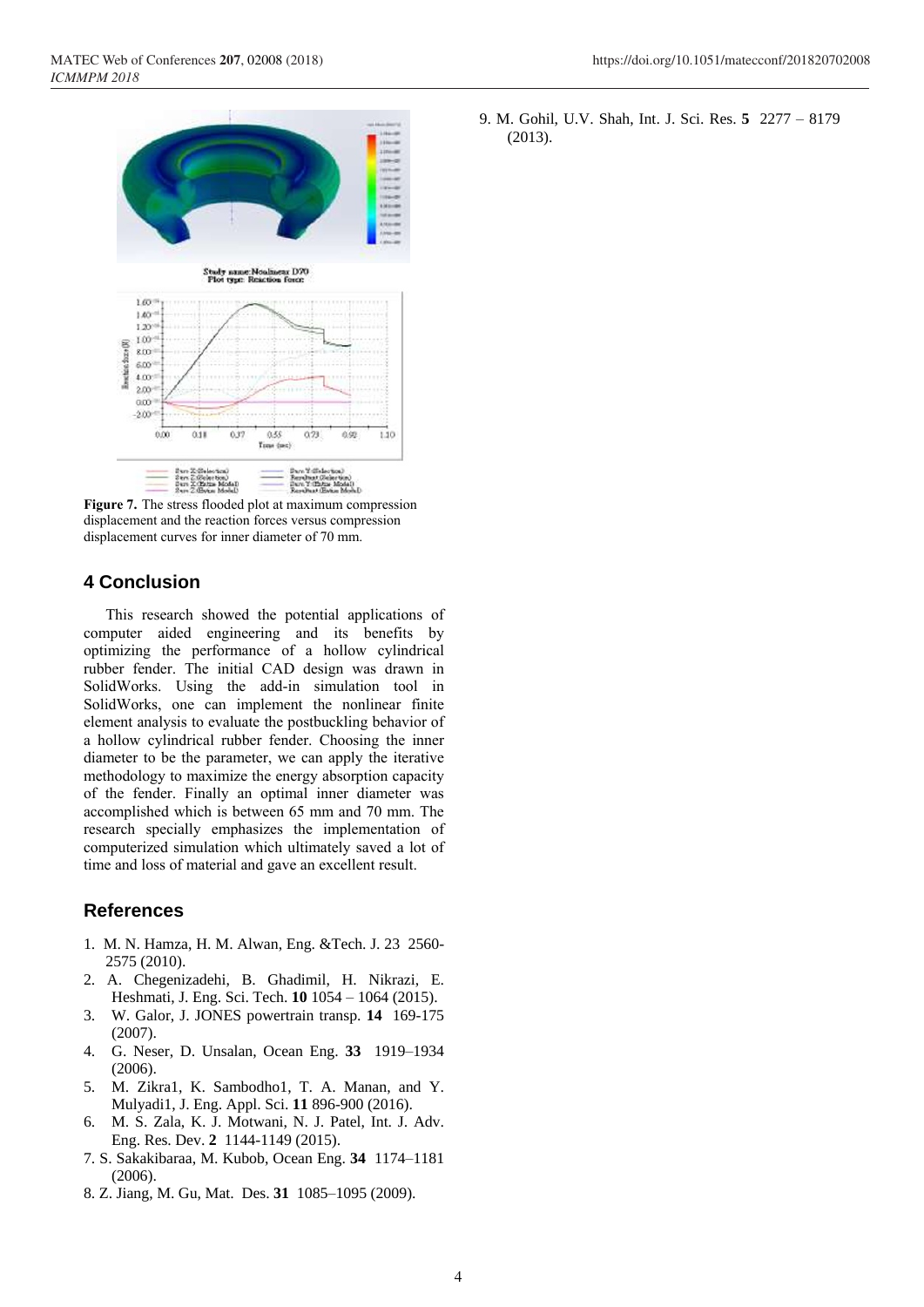Study name: Nonlinear D70
Plot type: Reaction force

Reaction force (N)

Time (sec)

0.00 0.18 0.37 0.55 0.73 0.92 1.10

Sum X (Selection)
Sum Z (Selection)
Sum X (Entire Model)
Sum Z (Entire Model)
Sum Y (Selection)
Resultant (Selection)
Sum Y (Entire Model)
Resultant (Entire Model)

**Figure 7.** The stress flooded plot at maximum compression displacement and the reaction forces versus compression displacement curves for inner diameter of 70 mm.

## 4 Conclusion

This research showed the potential applications of computer aided engineering and its benefits by optimizing the performance of a hollow cylindrical rubber fender. The initial CAD design was drawn in SolidWorks. Using the add-in simulation tool in SolidWorks, one can implement the nonlinear finite element analysis to evaluate the postbuckling behavior of a hollow cylindrical rubber fender. Choosing the inner diameter to be the parameter, we can apply the iterative methodology to maximize the energy absorption capacity of the fender. Finally an optimal inner diameter was accomplished which is between 65 mm and 70 mm. The research specially emphasizes the implementation of computerized simulation which ultimately saved a lot of time and loss of material and gave an excellent result.

## References

1. M. N. Hamza, H. M. Alwan, Eng. &Tech. J. 23 2560-2575 (2010).
2. A. Chegenizadehi, B. Ghadimil, H. Nikrazi, E. Heshmati, J. Eng. Sci. Tech. **10** 1054 – 1064 (2015).
3. W. Galor, J. JONES powertrain transp. **14** 169-175 (2007).
4. G. Neser, D. Unsalan, Ocean Eng. **33** 1919–1934 (2006).
5. M. Zikra1, K. Sambodho1, T. A. Manan, and Y. Mulyadi1, J. Eng. Appl. Sci. **11** 896-900 (2016).
6. M. S. Zala, K. J. Motwani, N. J. Patel, Int. J. Adv. Eng. Res. Dev. **2** 1144-1149 (2015).
7. S. Sakakibaraa, M. Kubob, Ocean Eng. **34** 1174–1181 (2006).
8. Z. Jiang, M. Gu, Mat. Des. **31** 1085–1095 (2009).
9. M. Gohil, U.V. Shah, Int. J. Sci. Res. **5** 2277 – 8179 (2013).